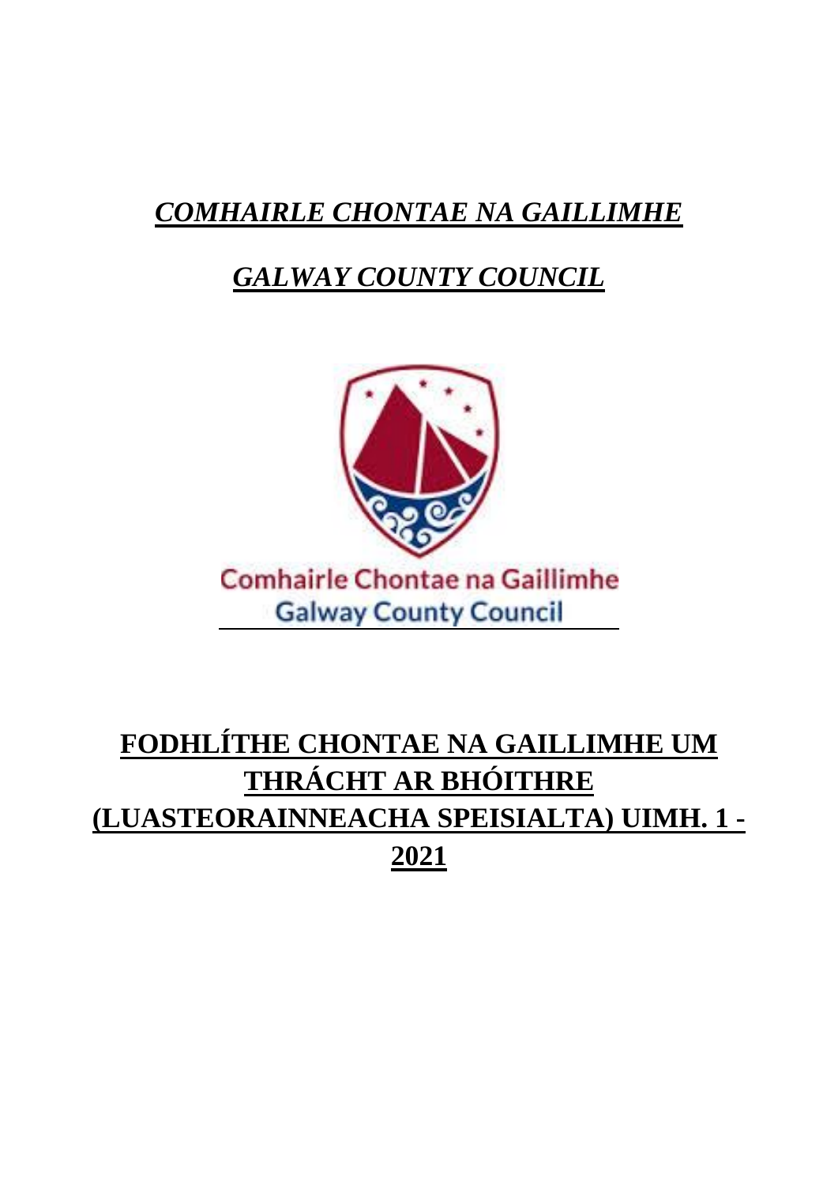***COMHAIRLE CHONTAE NA GAILLIMHE***

***GALWAY COUNTY COUNCIL***

Comhairle Chontae na Gaillimhe
Galway County Council

# FODHLÍTHE CHONTAE NA GAILLIMHE UM THRÁCHT AR BHÓITHRE (LUASTEORAINNEACHA SPEISIALTA) UIMH. 1 - 2021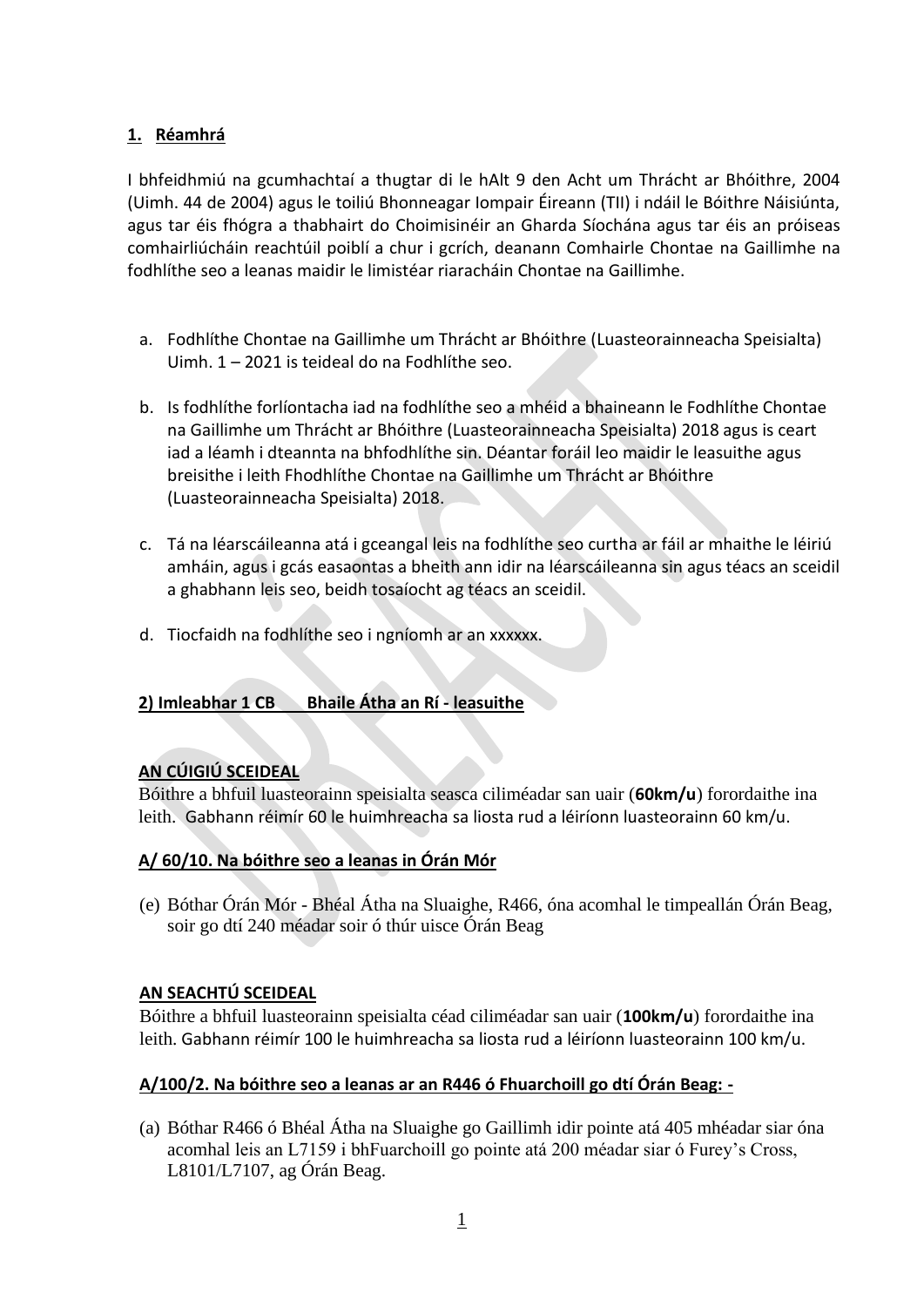## 1. Réamhrá

I bhfeidhmiú na gcumhachtaí a thugtar di le hAlt 9 den Acht um Thrácht ar Bhóithre, 2004 (Uimh. 44 de 2004) agus le toiliú Bhonneagar Iompair Éireann (TII) i ndáil le Bóithre Náisiúnta, agus tar éis fhógra a thabhairt do Choimisinéir an Gharda Síochána agus tar éis an próiseas comhairliúcháin reachtúil poiblí a chur i gcrích, deanann Comhairle Chontae na Gaillimhe na fodhlíthe seo a leanas maidir le limistéar riaracháin Chontae na Gaillimhe.

a. Fodhlíthe Chontae na Gaillimhe um Thrácht ar Bhóithre (Luasteorainneacha Speisialta) Uimh. 1 – 2021 is teideal do na Fodhlíthe seo.

b. Is fodhlíthe forlíontacha iad na fodhlíthe seo a mhéid a bhaineann le Fodhlíthe Chontae na Gaillimhe um Thrácht ar Bhóithre (Luasteorainneacha Speisialta) 2018 agus is ceart iad a léamh i dteannta na bhfodhlíthe sin. Déantar foráil leo maidir le leasuithe agus breisithe i leith Fhodhlíthe Chontae na Gaillimhe um Thrácht ar Bhóithre (Luasteorainneacha Speisialta) 2018.

c. Tá na léarscáileanna atá i gceangal leis na fodhlíthe seo curtha ar fáil ar mhaithe le léiriú amháin, agus i gcás easaontas a bheith ann idir na léarscáileanna sin agus téacs an sceidil a ghabhann leis seo, beidh tosaíocht ag téacs an sceidil.

d. Tiocfaidh na fodhlíthe seo i ngníomh ar an xxxxxx.

## 2) Imleabhar 1 CB Bhaile Átha an Rí - leasuithe

### AN CÚIGIÚ SCEIDEAL

Bóithre a bhfuil luasteorainn speisialta seasca ciliméadar san uair (**60km/u**) forordaithe ina leith. Gabhann réimír 60 le huimhreacha sa liosta rud a léiríonn luasteorainn 60 km/u.

#### A/ 60/10. Na bóithre seo a leanas in Órán Mór

(e) Bóthar Órán Mór - Bhéal Átha na Sluaighe, R466, óna acomhal le timpeallán Órán Beag, soir go dtí 240 méadar soir ó thúr uisce Órán Beag

### AN SEACHTÚ SCEIDEAL

Bóithre a bhfuil luasteorainn speisialta céad ciliméadar san uair (**100km/u**) forordaithe ina leith. Gabhann réimír 100 le huimhreacha sa liosta rud a léiríonn luasteorainn 100 km/u.

#### A/100/2. Na bóithre seo a leanas ar an R446 ó Fhuarchoill go dtí Órán Beag: -

(a) Bóthar R466 ó Bhéal Átha na Sluaighe go Gaillimh idir pointe atá 405 mhéadar siar óna acomhal leis an L7159 i bhFuarchoill go pointe atá 200 méadar siar ó Furey's Cross, L8101/L7107, ag Órán Beag.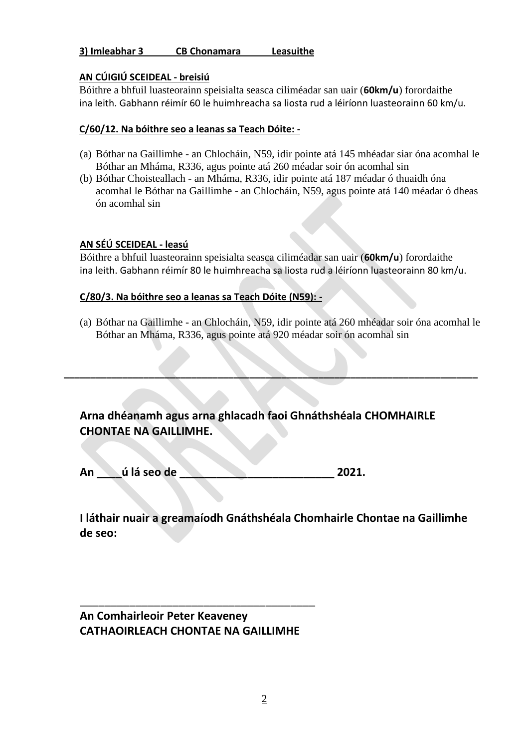**3) Imleabhar 3 CB Chonamara Leasuithe**

**AN CÚIGIÚ SCEIDEAL - breisiú**

Bóithre a bhfuil luasteorainn speisialta seasca ciliméadar san uair (**60km/u**) forordaithe ina leith. Gabhann réimír 60 le huimhreacha sa liosta rud a léiríonn luasteorainn 60 km/u.

**C/60/12. Na bóithre seo a leanas sa Teach Dóite: -**

(a) Bóthar na Gaillimhe - an Chlocháin, N59, idir pointe atá 145 mhéadar siar óna acomhal le Bóthar an Mhámа, R336, agus pointe atá 260 méadar soir ón acomhal sin
(b) Bóthar Choisteallach - an Mhámа, R336, idir pointe atá 187 méadar ó thuaidh óna acomhal le Bóthar na Gaillimhe - an Chlocháin, N59, agus pointe atá 140 méadar ó dheas ón acomhal sin

**AN SÉÚ SCEIDEAL - leasú**

Bóithre a bhfuil luasteorainn speisialta seasca ciliméadar san uair (**60km/u**) forordaithe ina leith. Gabhann réimír 80 le huimhreacha sa liosta rud a léiríonn luasteorainn 80 km/u.

**C/80/3. Na bóithre seo a leanas sa Teach Dóite (N59): -**

(a) Bóthar na Gaillimhe - an Chlocháin, N59, idir pointe atá 260 mhéadar soir óna acomhal le Bóthar an Mhámа, R336, agus pointe atá 920 méadar soir ón acomhal sin

---

**Arna dhéanamh agus arna ghlacadh faoi Ghnáthshéala CHOMHAIRLE CHONTAE NA GAILLIMHE.**

**An ____ú lá seo de _________________________ 2021.**

**I láthair nuair a greamaíodh Gnáthshéala Chomhairle Chontae na Gaillimhe de seo:**

_______________________________________

**An Comhairleoir Peter Keaveney**
**CATHAOIRLEACH CHONTAE NA GAILLIMHE**